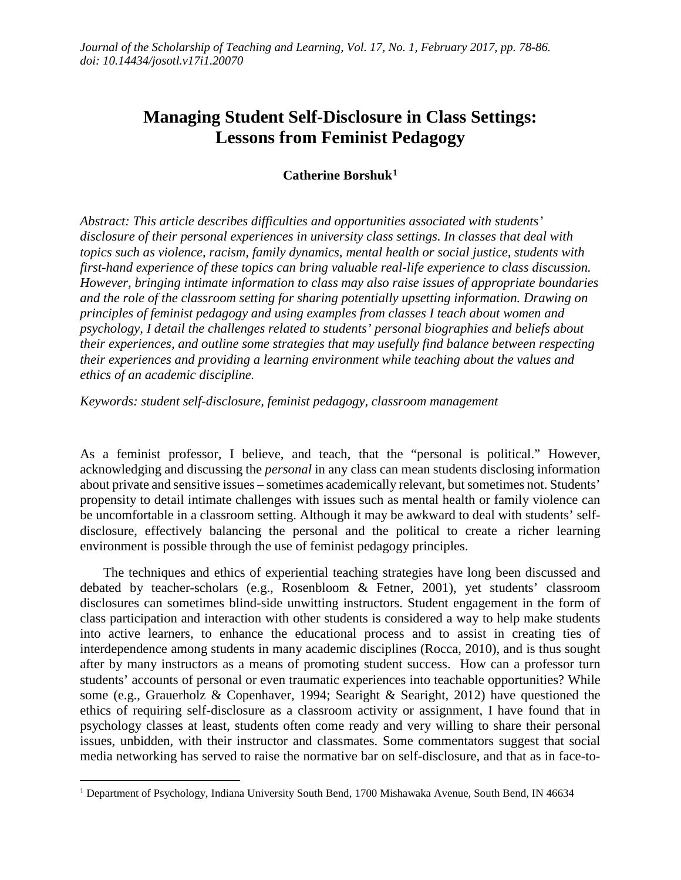*Journal of the Scholarship of Teaching and Learning, Vol. 17, No. 1, February 2017, pp. 78-86.*
*doi: 10.14434/josotl.v17i1.20070*

# Managing Student Self-Disclosure in Class Settings: Lessons from Feminist Pedagogy

**Catherine Borshuk[1]**

*Abstract: This article describes difficulties and opportunities associated with students' disclosure of their personal experiences in university class settings. In classes that deal with topics such as violence, racism, family dynamics, mental health or social justice, students with first-hand experience of these topics can bring valuable real-life experience to class discussion. However, bringing intimate information to class may also raise issues of appropriate boundaries and the role of the classroom setting for sharing potentially upsetting information. Drawing on principles of feminist pedagogy and using examples from classes I teach about women and psychology, I detail the challenges related to students' personal biographies and beliefs about their experiences, and outline some strategies that may usefully find balance between respecting their experiences and providing a learning environment while teaching about the values and ethics of an academic discipline.*

*Keywords: student self-disclosure, feminist pedagogy, classroom management*

As a feminist professor, I believe, and teach, that the "personal is political." However, acknowledging and discussing the *personal* in any class can mean students disclosing information about private and sensitive issues – sometimes academically relevant, but sometimes not. Students' propensity to detail intimate challenges with issues such as mental health or family violence can be uncomfortable in a classroom setting. Although it may be awkward to deal with students' self-disclosure, effectively balancing the personal and the political to create a richer learning environment is possible through the use of feminist pedagogy principles.

The techniques and ethics of experiential teaching strategies have long been discussed and debated by teacher-scholars (e.g., Rosenbloom & Fetner, 2001), yet students' classroom disclosures can sometimes blind-side unwitting instructors. Student engagement in the form of class participation and interaction with other students is considered a way to help make students into active learners, to enhance the educational process and to assist in creating ties of interdependence among students in many academic disciplines (Rocca, 2010), and is thus sought after by many instructors as a means of promoting student success. How can a professor turn students' accounts of personal or even traumatic experiences into teachable opportunities? While some (e.g., Grauerholz & Copenhaver, 1994; Searight & Searight, 2012) have questioned the ethics of requiring self-disclosure as a classroom activity or assignment, I have found that in psychology classes at least, students often come ready and very willing to share their personal issues, unbidden, with their instructor and classmates. Some commentators suggest that social media networking has served to raise the normative bar on self-disclosure, and that as in face-to-

[1] Department of Psychology, Indiana University South Bend, 1700 Mishawaka Avenue, South Bend, IN 46634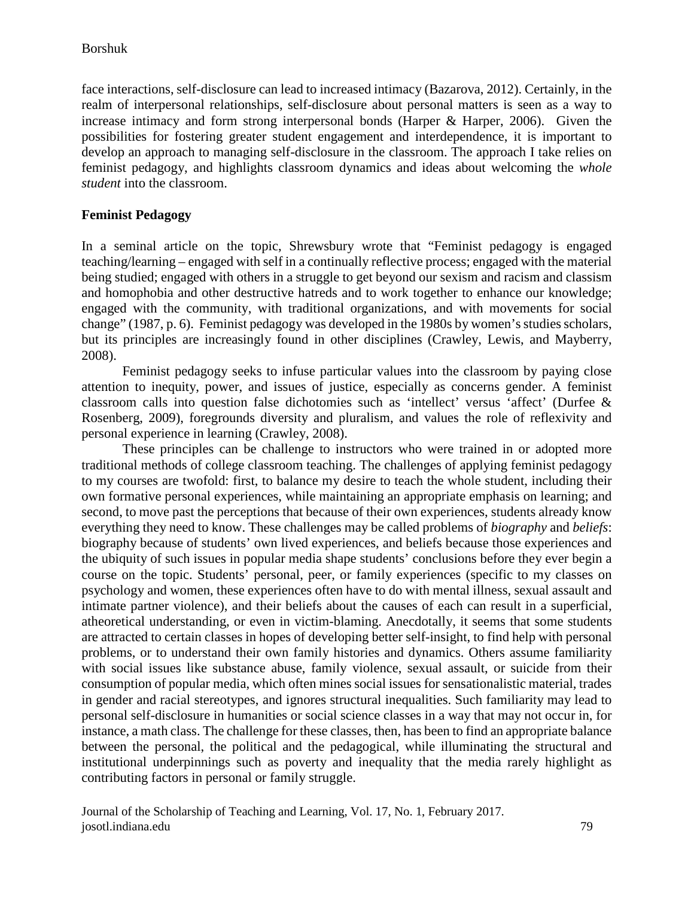face interactions, self-disclosure can lead to increased intimacy (Bazarova, 2012). Certainly, in the realm of interpersonal relationships, self-disclosure about personal matters is seen as a way to increase intimacy and form strong interpersonal bonds (Harper & Harper, 2006). Given the possibilities for fostering greater student engagement and interdependence, it is important to develop an approach to managing self-disclosure in the classroom. The approach I take relies on feminist pedagogy, and highlights classroom dynamics and ideas about welcoming the *whole student* into the classroom.

## Feminist Pedagogy

In a seminal article on the topic, Shrewsbury wrote that "Feminist pedagogy is engaged teaching/learning – engaged with self in a continually reflective process; engaged with the material being studied; engaged with others in a struggle to get beyond our sexism and racism and classism and homophobia and other destructive hatreds and to work together to enhance our knowledge; engaged with the community, with traditional organizations, and with movements for social change" (1987, p. 6). Feminist pedagogy was developed in the 1980s by women's studies scholars, but its principles are increasingly found in other disciplines (Crawley, Lewis, and Mayberry, 2008).

Feminist pedagogy seeks to infuse particular values into the classroom by paying close attention to inequity, power, and issues of justice, especially as concerns gender. A feminist classroom calls into question false dichotomies such as 'intellect' versus 'affect' (Durfee & Rosenberg, 2009), foregrounds diversity and pluralism, and values the role of reflexivity and personal experience in learning (Crawley, 2008).

These principles can be challenge to instructors who were trained in or adopted more traditional methods of college classroom teaching. The challenges of applying feminist pedagogy to my courses are twofold: first, to balance my desire to teach the whole student, including their own formative personal experiences, while maintaining an appropriate emphasis on learning; and second, to move past the perceptions that because of their own experiences, students already know everything they need to know. These challenges may be called problems of *biography* and *beliefs*: biography because of students' own lived experiences, and beliefs because those experiences and the ubiquity of such issues in popular media shape students' conclusions before they ever begin a course on the topic. Students' personal, peer, or family experiences (specific to my classes on psychology and women, these experiences often have to do with mental illness, sexual assault and intimate partner violence), and their beliefs about the causes of each can result in a superficial, atheoretical understanding, or even in victim-blaming. Anecdotally, it seems that some students are attracted to certain classes in hopes of developing better self-insight, to find help with personal problems, or to understand their own family histories and dynamics. Others assume familiarity with social issues like substance abuse, family violence, sexual assault, or suicide from their consumption of popular media, which often mines social issues for sensationalistic material, trades in gender and racial stereotypes, and ignores structural inequalities. Such familiarity may lead to personal self-disclosure in humanities or social science classes in a way that may not occur in, for instance, a math class. The challenge for these classes, then, has been to find an appropriate balance between the personal, the political and the pedagogical, while illuminating the structural and institutional underpinnings such as poverty and inequality that the media rarely highlight as contributing factors in personal or family struggle.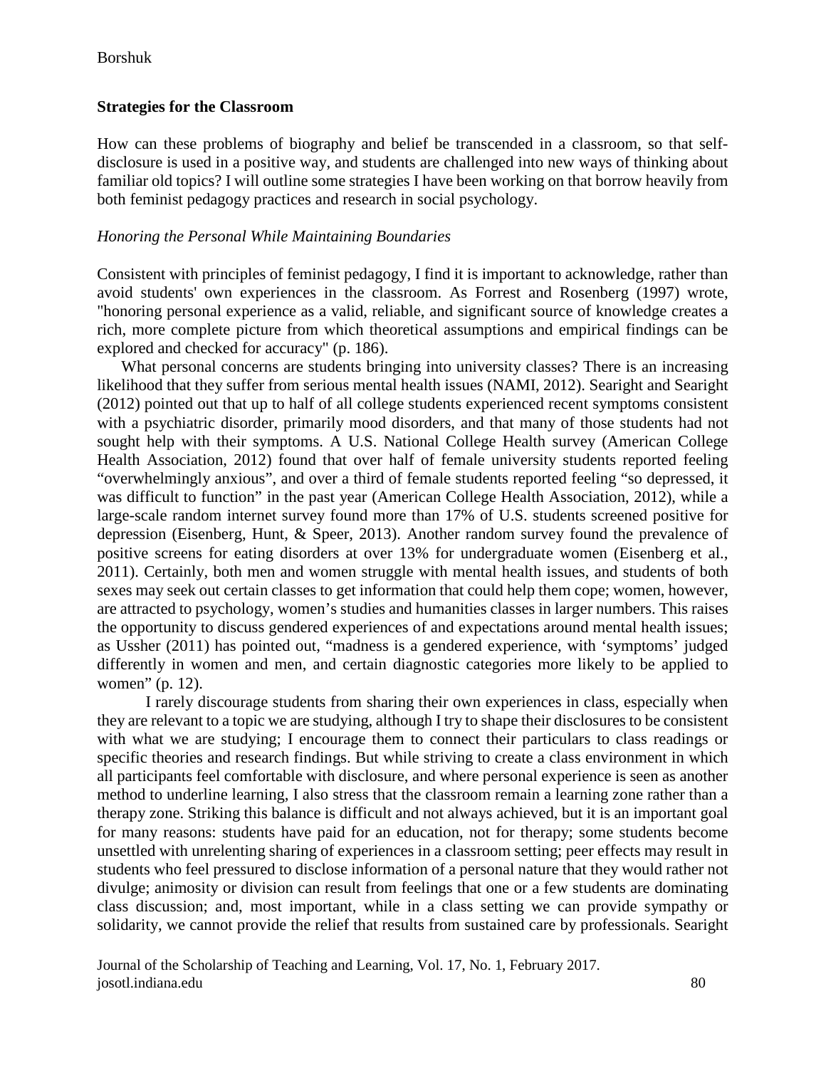## Strategies for the Classroom

How can these problems of biography and belief be transcended in a classroom, so that self-disclosure is used in a positive way, and students are challenged into new ways of thinking about familiar old topics? I will outline some strategies I have been working on that borrow heavily from both feminist pedagogy practices and research in social psychology.

### *Honoring the Personal While Maintaining Boundaries*

Consistent with principles of feminist pedagogy, I find it is important to acknowledge, rather than avoid students' own experiences in the classroom. As Forrest and Rosenberg (1997) wrote, "honoring personal experience as a valid, reliable, and significant source of knowledge creates a rich, more complete picture from which theoretical assumptions and empirical findings can be explored and checked for accuracy" (p. 186).

What personal concerns are students bringing into university classes? There is an increasing likelihood that they suffer from serious mental health issues (NAMI, 2012). Searight and Searight (2012) pointed out that up to half of all college students experienced recent symptoms consistent with a psychiatric disorder, primarily mood disorders, and that many of those students had not sought help with their symptoms. A U.S. National College Health survey (American College Health Association, 2012) found that over half of female university students reported feeling "overwhelmingly anxious", and over a third of female students reported feeling "so depressed, it was difficult to function" in the past year (American College Health Association, 2012), while a large-scale random internet survey found more than 17% of U.S. students screened positive for depression (Eisenberg, Hunt, & Speer, 2013). Another random survey found the prevalence of positive screens for eating disorders at over 13% for undergraduate women (Eisenberg et al., 2011). Certainly, both men and women struggle with mental health issues, and students of both sexes may seek out certain classes to get information that could help them cope; women, however, are attracted to psychology, women's studies and humanities classes in larger numbers. This raises the opportunity to discuss gendered experiences of and expectations around mental health issues; as Ussher (2011) has pointed out, "madness is a gendered experience, with 'symptoms' judged differently in women and men, and certain diagnostic categories more likely to be applied to women" (p. 12).

I rarely discourage students from sharing their own experiences in class, especially when they are relevant to a topic we are studying, although I try to shape their disclosures to be consistent with what we are studying; I encourage them to connect their particulars to class readings or specific theories and research findings. But while striving to create a class environment in which all participants feel comfortable with disclosure, and where personal experience is seen as another method to underline learning, I also stress that the classroom remain a learning zone rather than a therapy zone. Striking this balance is difficult and not always achieved, but it is an important goal for many reasons: students have paid for an education, not for therapy; some students become unsettled with unrelenting sharing of experiences in a classroom setting; peer effects may result in students who feel pressured to disclose information of a personal nature that they would rather not divulge; animosity or division can result from feelings that one or a few students are dominating class discussion; and, most important, while in a class setting we can provide sympathy or solidarity, we cannot provide the relief that results from sustained care by professionals. Searight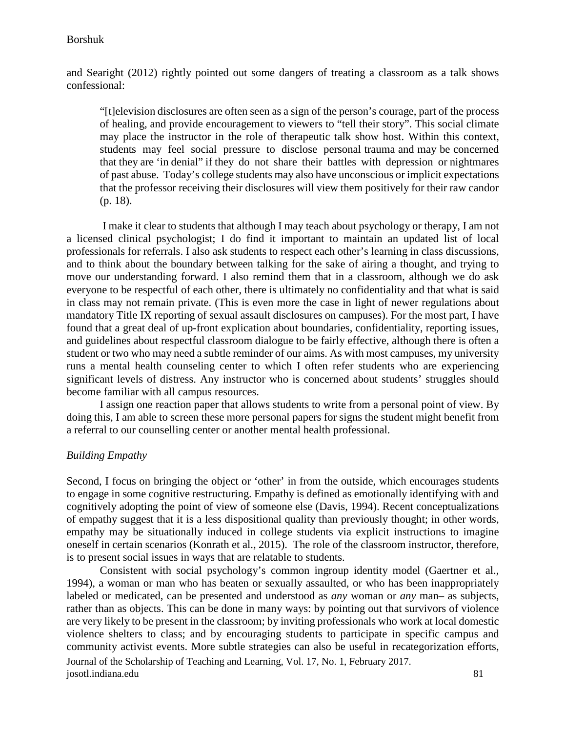and Searight (2012) rightly pointed out some dangers of treating a classroom as a talk shows confessional:

> "[t]elevision disclosures are often seen as a sign of the person's courage, part of the process of healing, and provide encouragement to viewers to "tell their story". This social climate may place the instructor in the role of therapeutic talk show host. Within this context, students may feel social pressure to disclose personal trauma and may be concerned that they are 'in denial" if they do not share their battles with depression or nightmares of past abuse. Today's college students may also have unconscious or implicit expectations that the professor receiving their disclosures will view them positively for their raw candor (p. 18).

I make it clear to students that although I may teach about psychology or therapy, I am not a licensed clinical psychologist; I do find it important to maintain an updated list of local professionals for referrals. I also ask students to respect each other's learning in class discussions, and to think about the boundary between talking for the sake of airing a thought, and trying to move our understanding forward. I also remind them that in a classroom, although we do ask everyone to be respectful of each other, there is ultimately no confidentiality and that what is said in class may not remain private. (This is even more the case in light of newer regulations about mandatory Title IX reporting of sexual assault disclosures on campuses). For the most part, I have found that a great deal of up-front explication about boundaries, confidentiality, reporting issues, and guidelines about respectful classroom dialogue to be fairly effective, although there is often a student or two who may need a subtle reminder of our aims. As with most campuses, my university runs a mental health counseling center to which I often refer students who are experiencing significant levels of distress. Any instructor who is concerned about students' struggles should become familiar with all campus resources.

I assign one reaction paper that allows students to write from a personal point of view. By doing this, I am able to screen these more personal papers for signs the student might benefit from a referral to our counselling center or another mental health professional.

*Building Empathy*

Second, I focus on bringing the object or 'other' in from the outside, which encourages students to engage in some cognitive restructuring. Empathy is defined as emotionally identifying with and cognitively adopting the point of view of someone else (Davis, 1994). Recent conceptualizations of empathy suggest that it is a less dispositional quality than previously thought; in other words, empathy may be situationally induced in college students via explicit instructions to imagine oneself in certain scenarios (Konrath et al., 2015). The role of the classroom instructor, therefore, is to present social issues in ways that are relatable to students.

Consistent with social psychology's common ingroup identity model (Gaertner et al., 1994), a woman or man who has beaten or sexually assaulted, or who has been inappropriately labeled or medicated, can be presented and understood as *any* woman or *any* man– as subjects, rather than as objects. This can be done in many ways: by pointing out that survivors of violence are very likely to be present in the classroom; by inviting professionals who work at local domestic violence shelters to class; and by encouraging students to participate in specific campus and community activist events. More subtle strategies can also be useful in recategorization efforts,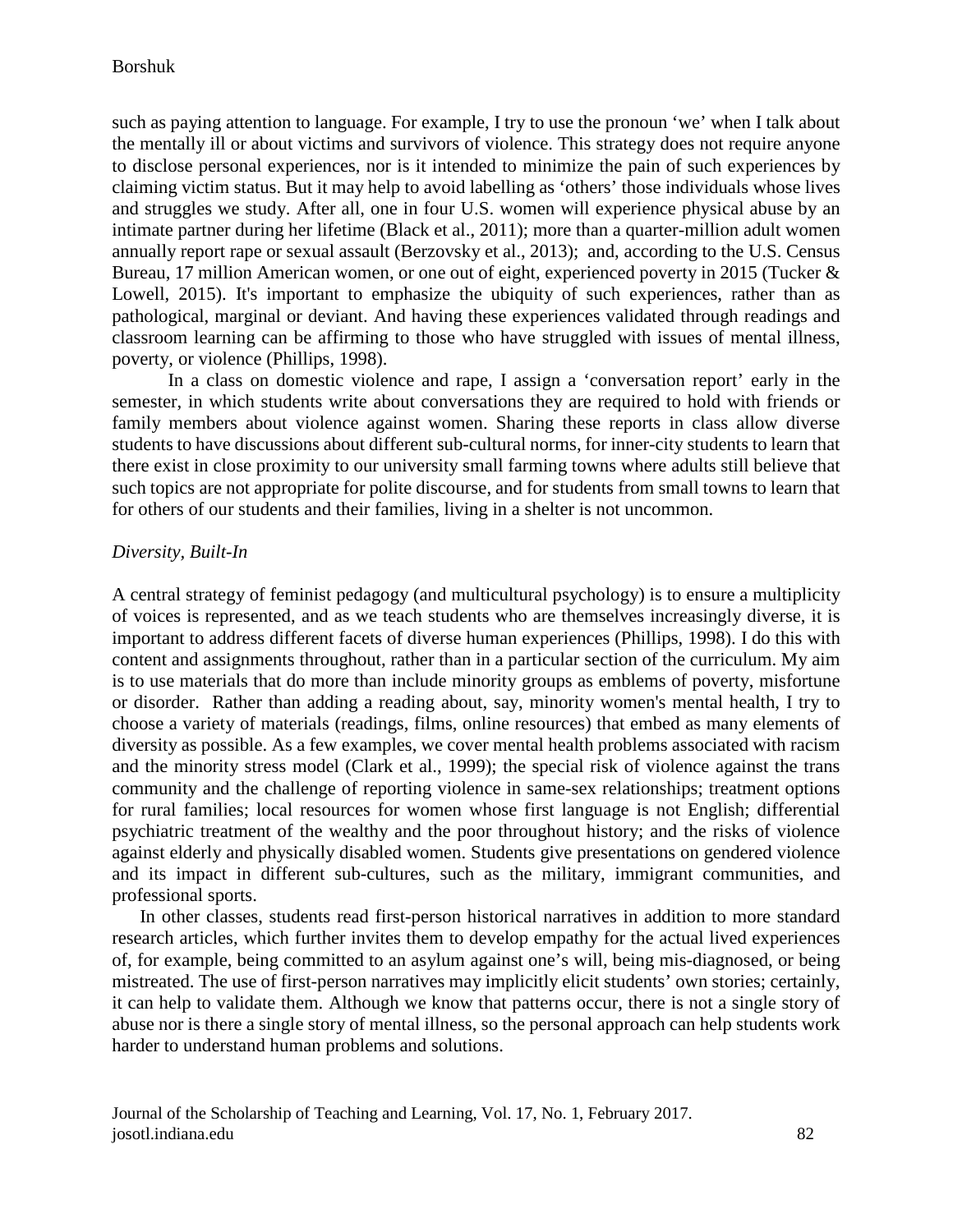such as paying attention to language. For example, I try to use the pronoun 'we' when I talk about the mentally ill or about victims and survivors of violence. This strategy does not require anyone to disclose personal experiences, nor is it intended to minimize the pain of such experiences by claiming victim status. But it may help to avoid labelling as 'others' those individuals whose lives and struggles we study. After all, one in four U.S. women will experience physical abuse by an intimate partner during her lifetime (Black et al., 2011); more than a quarter-million adult women annually report rape or sexual assault (Berzovsky et al., 2013); and, according to the U.S. Census Bureau, 17 million American women, or one out of eight, experienced poverty in 2015 (Tucker & Lowell, 2015). It's important to emphasize the ubiquity of such experiences, rather than as pathological, marginal or deviant. And having these experiences validated through readings and classroom learning can be affirming to those who have struggled with issues of mental illness, poverty, or violence (Phillips, 1998).

In a class on domestic violence and rape, I assign a 'conversation report' early in the semester, in which students write about conversations they are required to hold with friends or family members about violence against women. Sharing these reports in class allow diverse students to have discussions about different sub-cultural norms, for inner-city students to learn that there exist in close proximity to our university small farming towns where adults still believe that such topics are not appropriate for polite discourse, and for students from small towns to learn that for others of our students and their families, living in a shelter is not uncommon.

*Diversity, Built-In*

A central strategy of feminist pedagogy (and multicultural psychology) is to ensure a multiplicity of voices is represented, and as we teach students who are themselves increasingly diverse, it is important to address different facets of diverse human experiences (Phillips, 1998). I do this with content and assignments throughout, rather than in a particular section of the curriculum. My aim is to use materials that do more than include minority groups as emblems of poverty, misfortune or disorder. Rather than adding a reading about, say, minority women's mental health, I try to choose a variety of materials (readings, films, online resources) that embed as many elements of diversity as possible. As a few examples, we cover mental health problems associated with racism and the minority stress model (Clark et al., 1999); the special risk of violence against the trans community and the challenge of reporting violence in same-sex relationships; treatment options for rural families; local resources for women whose first language is not English; differential psychiatric treatment of the wealthy and the poor throughout history; and the risks of violence against elderly and physically disabled women. Students give presentations on gendered violence and its impact in different sub-cultures, such as the military, immigrant communities, and professional sports.

In other classes, students read first-person historical narratives in addition to more standard research articles, which further invites them to develop empathy for the actual lived experiences of, for example, being committed to an asylum against one's will, being mis-diagnosed, or being mistreated. The use of first-person narratives may implicitly elicit students' own stories; certainly, it can help to validate them. Although we know that patterns occur, there is not a single story of abuse nor is there a single story of mental illness, so the personal approach can help students work harder to understand human problems and solutions.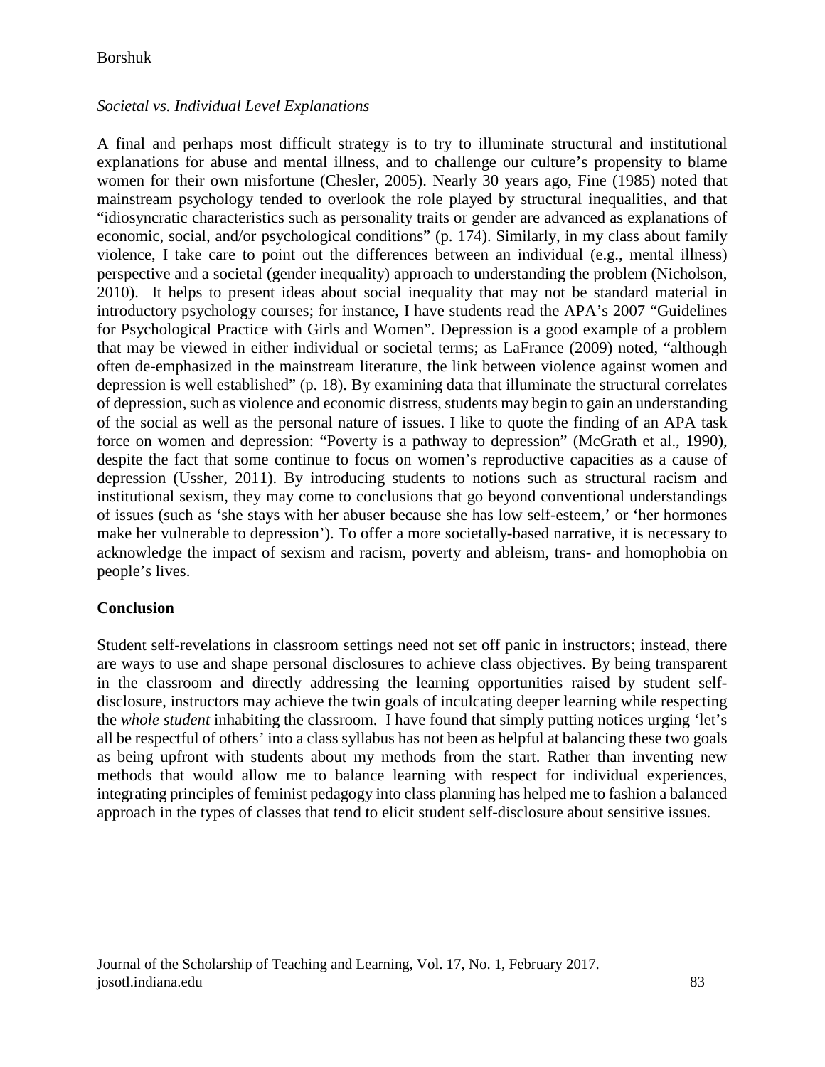*Societal vs. Individual Level Explanations*

A final and perhaps most difficult strategy is to try to illuminate structural and institutional explanations for abuse and mental illness, and to challenge our culture's propensity to blame women for their own misfortune (Chesler, 2005). Nearly 30 years ago, Fine (1985) noted that mainstream psychology tended to overlook the role played by structural inequalities, and that "idiosyncratic characteristics such as personality traits or gender are advanced as explanations of economic, social, and/or psychological conditions" (p. 174). Similarly, in my class about family violence, I take care to point out the differences between an individual (e.g., mental illness) perspective and a societal (gender inequality) approach to understanding the problem (Nicholson, 2010). It helps to present ideas about social inequality that may not be standard material in introductory psychology courses; for instance, I have students read the APA's 2007 "Guidelines for Psychological Practice with Girls and Women". Depression is a good example of a problem that may be viewed in either individual or societal terms; as LaFrance (2009) noted, "although often de-emphasized in the mainstream literature, the link between violence against women and depression is well established" (p. 18). By examining data that illuminate the structural correlates of depression, such as violence and economic distress, students may begin to gain an understanding of the social as well as the personal nature of issues. I like to quote the finding of an APA task force on women and depression: "Poverty is a pathway to depression" (McGrath et al., 1990), despite the fact that some continue to focus on women's reproductive capacities as a cause of depression (Ussher, 2011). By introducing students to notions such as structural racism and institutional sexism, they may come to conclusions that go beyond conventional understandings of issues (such as 'she stays with her abuser because she has low self-esteem,' or 'her hormones make her vulnerable to depression'). To offer a more societally-based narrative, it is necessary to acknowledge the impact of sexism and racism, poverty and ableism, trans- and homophobia on people's lives.

## Conclusion

Student self-revelations in classroom settings need not set off panic in instructors; instead, there are ways to use and shape personal disclosures to achieve class objectives. By being transparent in the classroom and directly addressing the learning opportunities raised by student self-disclosure, instructors may achieve the twin goals of inculcating deeper learning while respecting the *whole student* inhabiting the classroom. I have found that simply putting notices urging 'let's all be respectful of others' into a class syllabus has not been as helpful at balancing these two goals as being upfront with students about my methods from the start. Rather than inventing new methods that would allow me to balance learning with respect for individual experiences, integrating principles of feminist pedagogy into class planning has helped me to fashion a balanced approach in the types of classes that tend to elicit student self-disclosure about sensitive issues.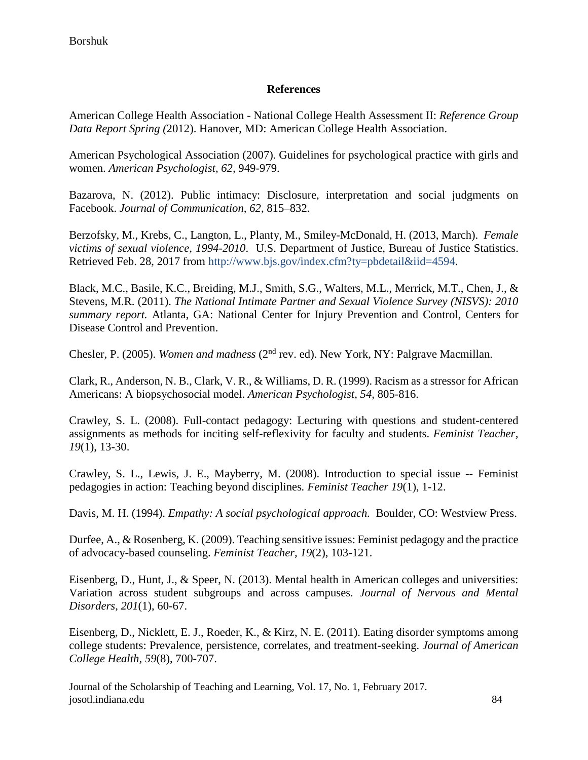## References

American College Health Association - National College Health Assessment II: *Reference Group Data Report Spring (*2012). Hanover, MD: American College Health Association.

American Psychological Association (2007). Guidelines for psychological practice with girls and women. *American Psychologist, 62,* 949-979.

Bazarova, N. (2012). Public intimacy: Disclosure, interpretation and social judgments on Facebook. *Journal of Communication, 62,* 815–832.

Berzofsky, M., Krebs, C., Langton, L., Planty, M., Smiley-McDonald, H. (2013, March). *Female victims of sexual violence, 1994-2010*. U.S. Department of Justice, Bureau of Justice Statistics. Retrieved Feb. 28, 2017 from http://www.bjs.gov/index.cfm?ty=pbdetail&iid=4594.

Black, M.C., Basile, K.C., Breiding, M.J., Smith, S.G., Walters, M.L., Merrick, M.T., Chen, J., & Stevens, M.R. (2011). *The National Intimate Partner and Sexual Violence Survey (NISVS): 2010 summary report.* Atlanta, GA: National Center for Injury Prevention and Control, Centers for Disease Control and Prevention.

Chesler, P. (2005). *Women and madness* (2nd rev. ed). New York, NY: Palgrave Macmillan.

Clark, R., Anderson, N. B., Clark, V. R., & Williams, D. R. (1999). Racism as a stressor for African Americans: A biopsychosocial model. *American Psychologist, 54,* 805-816.

Crawley, S. L. (2008). Full-contact pedagogy: Lecturing with questions and student-centered assignments as methods for inciting self-reflexivity for faculty and students. *Feminist Teacher*, *19*(1), 13-30.

Crawley, S. L., Lewis, J. E., Mayberry, M. (2008). Introduction to special issue -- Feminist pedagogies in action: Teaching beyond disciplines*. Feminist Teacher 19*(1), 1-12.

Davis, M. H. (1994). *Empathy: A social psychological approach.* Boulder, CO: Westview Press.

Durfee, A., & Rosenberg, K. (2009). Teaching sensitive issues: Feminist pedagogy and the practice of advocacy-based counseling. *Feminist Teacher, 19*(2), 103-121.

Eisenberg, D., Hunt, J., & Speer, N. (2013). Mental health in American colleges and universities: Variation across student subgroups and across campuses. *Journal of Nervous and Mental Disorders*, *201*(1), 60-67.

Eisenberg, D., Nicklett, E. J., Roeder, K., & Kirz, N. E. (2011). Eating disorder symptoms among college students: Prevalence, persistence, correlates, and treatment-seeking. *Journal of American College Health*, *59*(8), 700-707.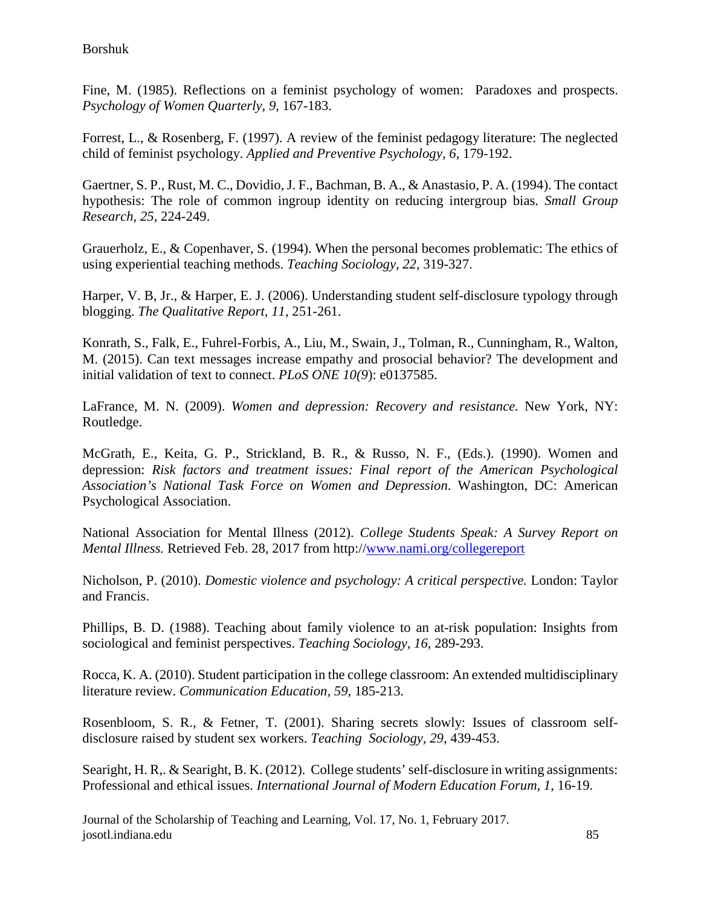Fine, M. (1985). Reflections on a feminist psychology of women: Paradoxes and prospects. *Psychology of Women Quarterly, 9*, 167-183.

Forrest, L., & Rosenberg, F. (1997). A review of the feminist pedagogy literature: The neglected child of feminist psychology. *Applied and Preventive Psychology, 6*, 179-192.

Gaertner, S. P., Rust, M. C., Dovidio, J. F., Bachman, B. A., & Anastasio, P. A. (1994). The contact hypothesis: The role of common ingroup identity on reducing intergroup bias. *Small Group Research, 25*, 224-249.

Grauerholz, E., & Copenhaver, S. (1994). When the personal becomes problematic: The ethics of using experiential teaching methods. *Teaching Sociology, 22*, 319-327.

Harper, V. B, Jr., & Harper, E. J. (2006). Understanding student self-disclosure typology through blogging. *The Qualitative Report, 11*, 251-261.

Konrath, S., Falk, E., Fuhrel-Forbis, A., Liu, M., Swain, J., Tolman, R., Cunningham, R., Walton, M. (2015). Can text messages increase empathy and prosocial behavior? The development and initial validation of text to connect. *PLoS ONE 10(9)*: e0137585.

LaFrance, M. N. (2009). *Women and depression: Recovery and resistance.* New York, NY: Routledge.

McGrath, E., Keita, G. P., Strickland, B. R., & Russo, N. F., (Eds.). (1990). Women and depression: *Risk factors and treatment issues: Final report of the American Psychological Association's National Task Force on Women and Depression*. Washington, DC: American Psychological Association.

National Association for Mental Illness (2012). *College Students Speak: A Survey Report on Mental Illness.* Retrieved Feb. 28, 2017 from http://www.nami.org/collegereport

Nicholson, P. (2010). *Domestic violence and psychology: A critical perspective.* London: Taylor and Francis.

Phillips, B. D. (1988). Teaching about family violence to an at-risk population: Insights from sociological and feminist perspectives. *Teaching Sociology, 16*, 289-293.

Rocca, K. A. (2010). Student participation in the college classroom: An extended multidisciplinary literature review. *Communication Education, 59*, 185-213.

Rosenbloom, S. R., & Fetner, T. (2001). Sharing secrets slowly: Issues of classroom self-disclosure raised by student sex workers. *Teaching Sociology, 29*, 439-453.

Searight, H. R,. & Searight, B. K. (2012). College students' self-disclosure in writing assignments: Professional and ethical issues. *International Journal of Modern Education Forum, 1,* 16-19.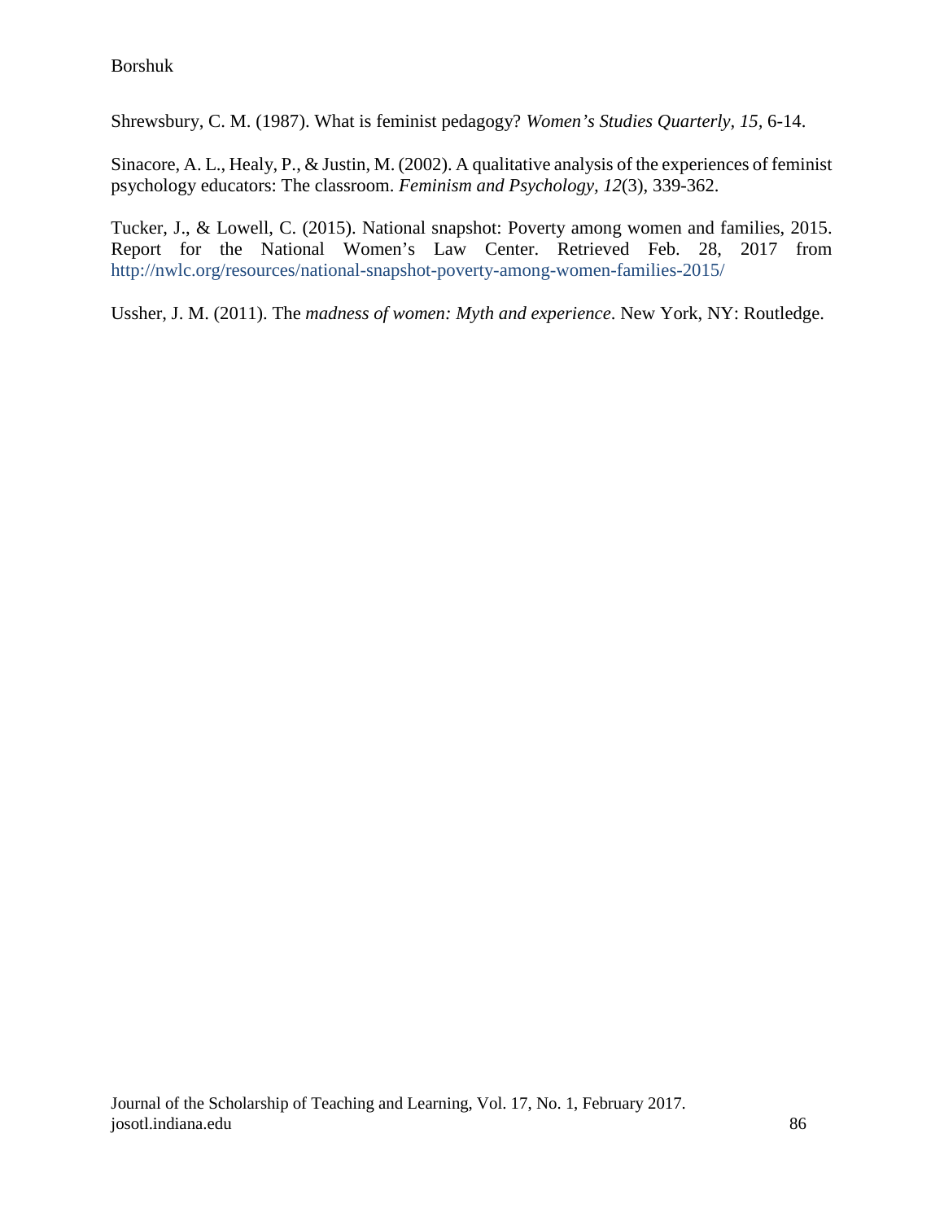Shrewsbury, C. M. (1987). What is feminist pedagogy? *Women's Studies Quarterly, 15,* 6-14.

Sinacore, A. L., Healy, P., & Justin, M. (2002). A qualitative analysis of the experiences of feminist psychology educators: The classroom. *Feminism and Psychology, 12*(3), 339-362.

Tucker, J., & Lowell, C. (2015). National snapshot: Poverty among women and families, 2015. Report for the National Women's Law Center. Retrieved Feb. 28, 2017 from http://nwlc.org/resources/national-snapshot-poverty-among-women-families-2015/

Ussher, J. M. (2011). The *madness of women: Myth and experience*. New York, NY: Routledge.